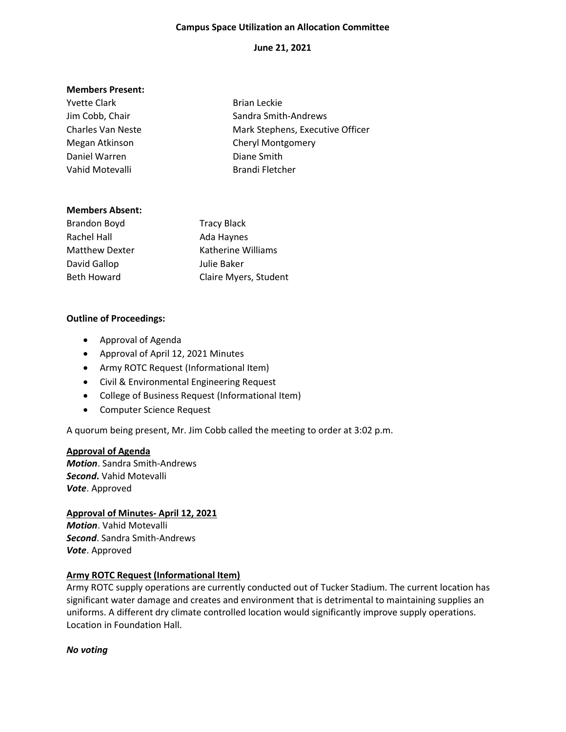**Campus Space Utilization an Allocation Committee**

**June 21, 2021**

**Members Present:**

| | |
|---|---|
| Yvette Clark | Brian Leckie |
| Jim Cobb, Chair | Sandra Smith-Andrews |
| Charles Van Neste | Mark Stephens, Executive Officer |
| Megan Atkinson | Cheryl Montgomery |
| Daniel Warren | Diane Smith |
| Vahid Motevalli | Brandi Fletcher |

**Members Absent:**

| | |
|---|---|
| Brandon Boyd | Tracy Black |
| Rachel Hall | Ada Haynes |
| Matthew Dexter | Katherine Williams |
| David Gallop | Julie Baker |
| Beth Howard | Claire Myers, Student |

**Outline of Proceedings:**

- Approval of Agenda
- Approval of April 12, 2021 Minutes
- Army ROTC Request (Informational Item)
- Civil & Environmental Engineering Request
- College of Business Request (Informational Item)
- Computer Science Request

A quorum being present, Mr. Jim Cobb called the meeting to order at 3:02 p.m.

**Approval of Agenda**

***Motion***. Sandra Smith-Andrews
***Second*****.** Vahid Motevalli
***Vote***. Approved

**Approval of Minutes- April 12, 2021**

***Motion***. Vahid Motevalli
***Second***. Sandra Smith-Andrews
***Vote***. Approved

**Army ROTC Request (Informational Item)**

Army ROTC supply operations are currently conducted out of Tucker Stadium. The current location has significant water damage and creates and environment that is detrimental to maintaining supplies an uniforms. A different dry climate controlled location would significantly improve supply operations. Location in Foundation Hall.

***No voting***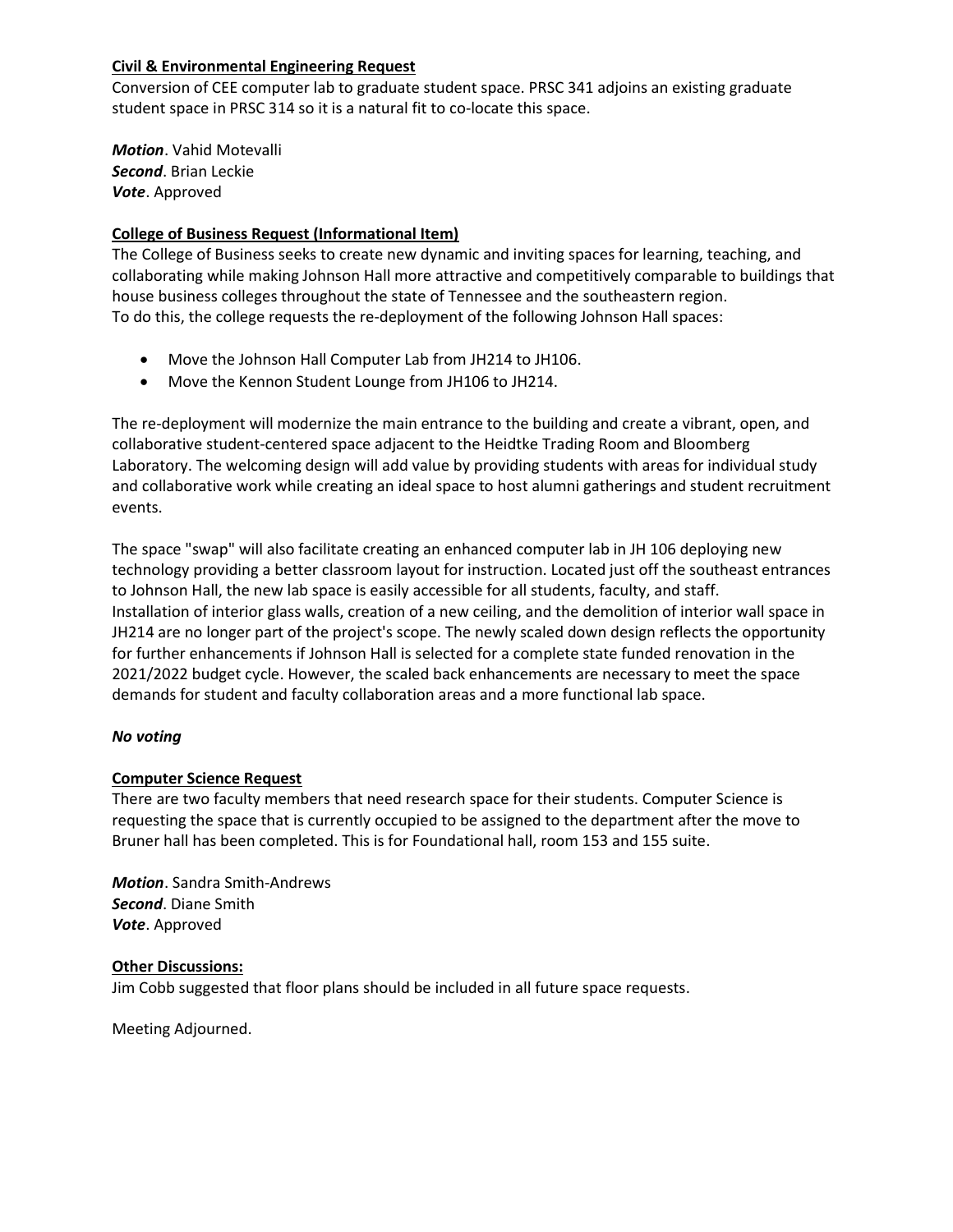**Civil & Environmental Engineering Request**

Conversion of CEE computer lab to graduate student space. PRSC 341 adjoins an existing graduate student space in PRSC 314 so it is a natural fit to co-locate this space.

***Motion***. Vahid Motevalli
***Second***. Brian Leckie
***Vote***. Approved

**College of Business Request (Informational Item)**

The College of Business seeks to create new dynamic and inviting spaces for learning, teaching, and collaborating while making Johnson Hall more attractive and competitively comparable to buildings that house business colleges throughout the state of Tennessee and the southeastern region.
To do this, the college requests the re-deployment of the following Johnson Hall spaces:

- Move the Johnson Hall Computer Lab from JH214 to JH106.
- Move the Kennon Student Lounge from JH106 to JH214.

The re-deployment will modernize the main entrance to the building and create a vibrant, open, and collaborative student-centered space adjacent to the Heidtke Trading Room and Bloomberg Laboratory. The welcoming design will add value by providing students with areas for individual study and collaborative work while creating an ideal space to host alumni gatherings and student recruitment events.

The space "swap" will also facilitate creating an enhanced computer lab in JH 106 deploying new technology providing a better classroom layout for instruction. Located just off the southeast entrances to Johnson Hall, the new lab space is easily accessible for all students, faculty, and staff.
Installation of interior glass walls, creation of a new ceiling, and the demolition of interior wall space in JH214 are no longer part of the project's scope. The newly scaled down design reflects the opportunity for further enhancements if Johnson Hall is selected for a complete state funded renovation in the 2021/2022 budget cycle. However, the scaled back enhancements are necessary to meet the space demands for student and faculty collaboration areas and a more functional lab space.

***No voting***

**Computer Science Request**

There are two faculty members that need research space for their students. Computer Science is requesting the space that is currently occupied to be assigned to the department after the move to Bruner hall has been completed. This is for Foundational hall, room 153 and 155 suite.

***Motion***. Sandra Smith-Andrews
***Second***. Diane Smith
***Vote***. Approved

**Other Discussions:**

Jim Cobb suggested that floor plans should be included in all future space requests.

Meeting Adjourned.